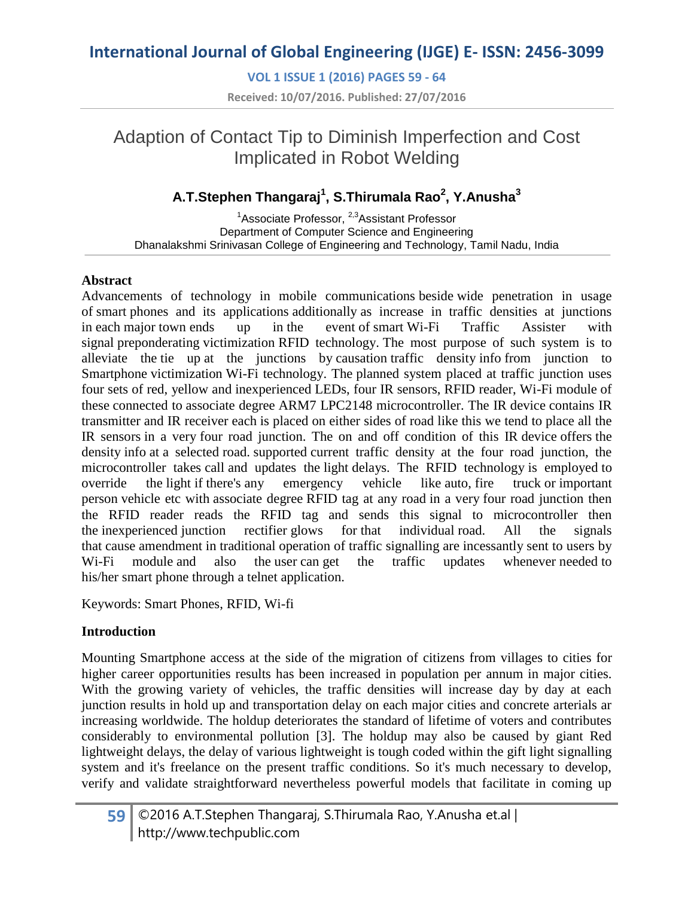# Adaption of Contact Tip to Diminish Imperfection and Cost Implicated in Robot Welding

**A.T.Stephen Thangaraj[1], S.Thirumala Rao[2], Y.Anusha[3]**

[1]Associate Professor, [2,3]Assistant Professor
Department of Computer Science and Engineering
Dhanalakshmi Srinivasan College of Engineering and Technology, Tamil Nadu, India

## Abstract

Advancements of technology in mobile communications beside wide penetration in usage of smart phones and its applications additionally as increase in traffic densities at junctions in each major town ends up in the event of smart Wi-Fi Traffic Assister with signal preponderating victimization RFID technology. The most purpose of such system is to alleviate the tie up at the junctions by causation traffic density info from junction to Smartphone victimization Wi-Fi technology. The planned system placed at traffic junction uses four sets of red, yellow and inexperienced LEDs, four IR sensors, RFID reader, Wi-Fi module of these connected to associate degree ARM7 LPC2148 microcontroller. The IR device contains IR transmitter and IR receiver each is placed on either sides of road like this we tend to place all the IR sensors in a very four road junction. The on and off condition of this IR device offers the density info at a selected road. supported current traffic density at the four road junction, the microcontroller takes call and updates the light delays. The RFID technology is employed to override the light if there's any emergency vehicle like auto, fire truck or important person vehicle etc with associate degree RFID tag at any road in a very four road junction then the RFID reader reads the RFID tag and sends this signal to microcontroller then the inexperienced junction rectifier glows for that individual road. All the signals that cause amendment in traditional operation of traffic signalling are incessantly sent to users by Wi-Fi module and also the user can get the traffic updates whenever needed to his/her smart phone through a telnet application.

Keywords: Smart Phones, RFID, Wi-fi

## Introduction

Mounting Smartphone access at the side of the migration of citizens from villages to cities for higher career opportunities results has been increased in population per annum in major cities. With the growing variety of vehicles, the traffic densities will increase day by day at each junction results in hold up and transportation delay on each major cities and concrete arterials ar increasing worldwide. The holdup deteriorates the standard of lifetime of voters and contributes considerably to environmental pollution [3]. The holdup may also be caused by giant Red lightweight delays, the delay of various lightweight is tough coded within the gift light signalling system and it's freelance on the present traffic conditions. So it's much necessary to develop, verify and validate straightforward nevertheless powerful models that facilitate in coming up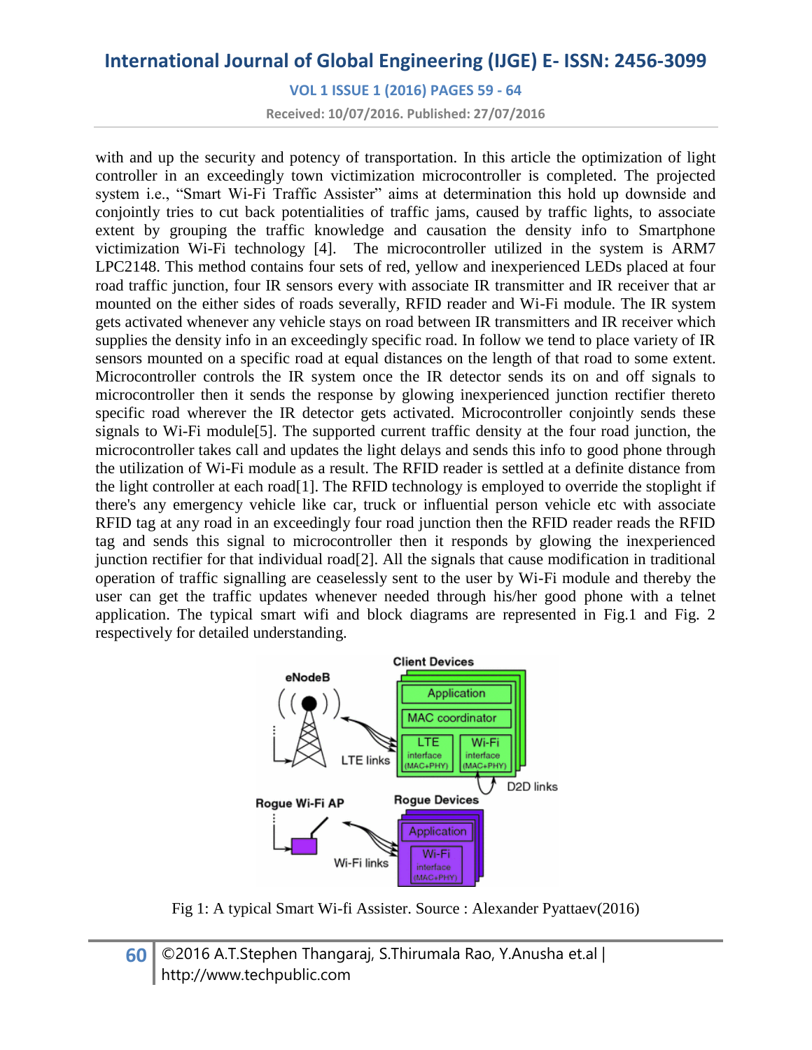with and up the security and potency of transportation. In this article the optimization of light controller in an exceedingly town victimization microcontroller is completed. The projected system i.e., "Smart Wi-Fi Traffic Assister" aims at determination this hold up downside and conjointly tries to cut back potentialities of traffic jams, caused by traffic lights, to associate extent by grouping the traffic knowledge and causation the density info to Smartphone victimization Wi-Fi technology [4]. The microcontroller utilized in the system is ARM7 LPC2148. This method contains four sets of red, yellow and inexperienced LEDs placed at four road traffic junction, four IR sensors every with associate IR transmitter and IR receiver that ar mounted on the either sides of roads severally, RFID reader and Wi-Fi module. The IR system gets activated whenever any vehicle stays on road between IR transmitters and IR receiver which supplies the density info in an exceedingly specific road. In follow we tend to place variety of IR sensors mounted on a specific road at equal distances on the length of that road to some extent. Microcontroller controls the IR system once the IR detector sends its on and off signals to microcontroller then it sends the response by glowing inexperienced junction rectifier thereto specific road wherever the IR detector gets activated. Microcontroller conjointly sends these signals to Wi-Fi module[5]. The supported current traffic density at the four road junction, the microcontroller takes call and updates the light delays and sends this info to good phone through the utilization of Wi-Fi module as a result. The RFID reader is settled at a definite distance from the light controller at each road[1]. The RFID technology is employed to override the stoplight if there's any emergency vehicle like car, truck or influential person vehicle etc with associate RFID tag at any road in an exceedingly four road junction then the RFID reader reads the RFID tag and sends this signal to microcontroller then it responds by glowing the inexperienced junction rectifier for that individual road[2]. All the signals that cause modification in traditional operation of traffic signalling are ceaselessly sent to the user by Wi-Fi module and thereby the user can get the traffic updates whenever needed through his/her good phone with a telnet application. The typical smart wifi and block diagrams are represented in Fig.1 and Fig. 2 respectively for detailed understanding.

Fig 1: A typical Smart Wi-fi Assister. Source : Alexander Pyattaev(2016)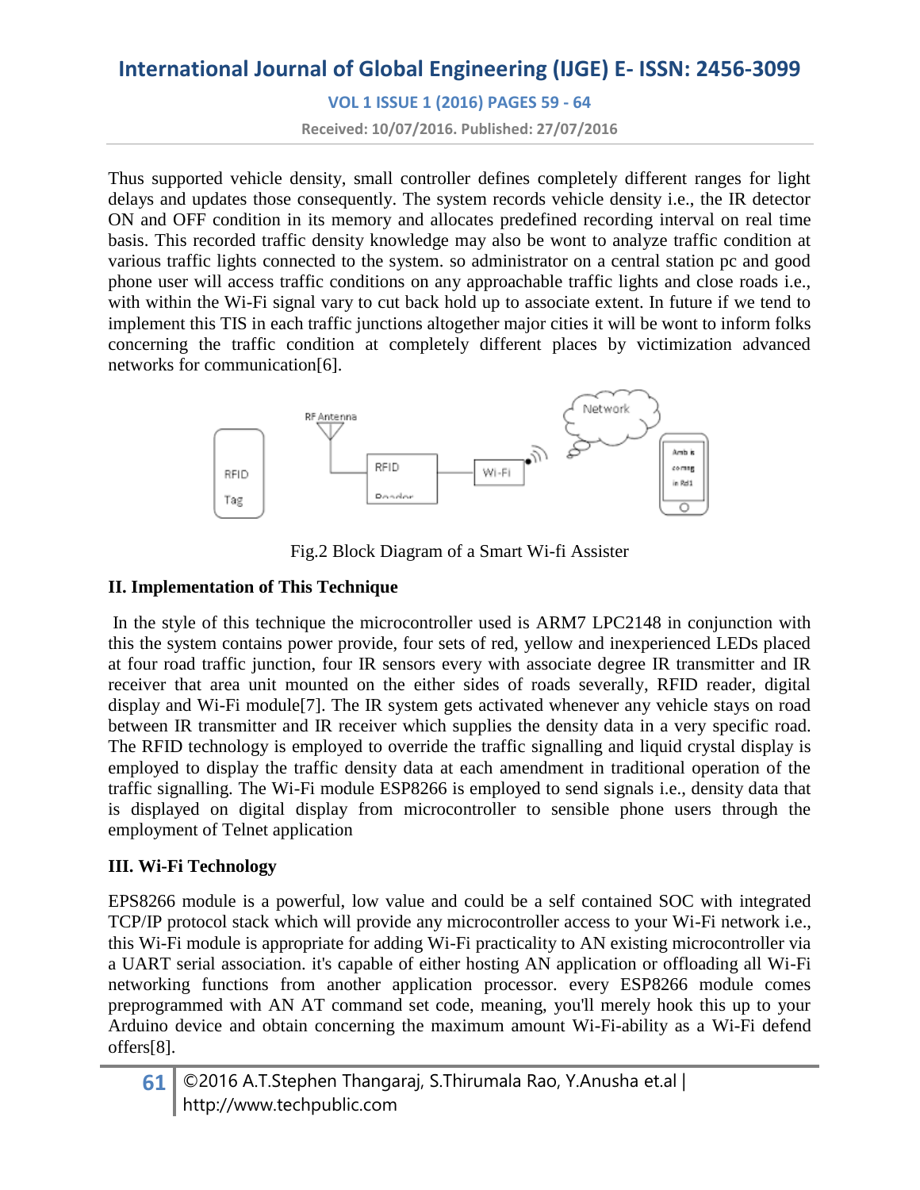Thus supported vehicle density, small controller defines completely different ranges for light delays and updates those consequently. The system records vehicle density i.e., the IR detector ON and OFF condition in its memory and allocates predefined recording interval on real time basis. This recorded traffic density knowledge may also be wont to analyze traffic condition at various traffic lights connected to the system. so administrator on a central station pc and good phone user will access traffic conditions on any approachable traffic lights and close roads i.e., with within the Wi-Fi signal vary to cut back hold up to associate extent. In future if we tend to implement this TIS in each traffic junctions altogether major cities it will be wont to inform folks concerning the traffic condition at completely different places by victimization advanced networks for communication[6].

Fig.2 Block Diagram of a Smart Wi-fi Assister

## II. Implementation of This Technique

In the style of this technique the microcontroller used is ARM7 LPC2148 in conjunction with this the system contains power provide, four sets of red, yellow and inexperienced LEDs placed at four road traffic junction, four IR sensors every with associate degree IR transmitter and IR receiver that area unit mounted on the either sides of roads severally, RFID reader, digital display and Wi-Fi module[7]. The IR system gets activated whenever any vehicle stays on road between IR transmitter and IR receiver which supplies the density data in a very specific road. The RFID technology is employed to override the traffic signalling and liquid crystal display is employed to display the traffic density data at each amendment in traditional operation of the traffic signalling. The Wi-Fi module ESP8266 is employed to send signals i.e., density data that is displayed on digital display from microcontroller to sensible phone users through the employment of Telnet application

## III. Wi-Fi Technology

EPS8266 module is a powerful, low value and could be a self contained SOC with integrated TCP/IP protocol stack which will provide any microcontroller access to your Wi-Fi network i.e., this Wi-Fi module is appropriate for adding Wi-Fi practicality to AN existing microcontroller via a UART serial association. it's capable of either hosting AN application or offloading all Wi-Fi networking functions from another application processor. every ESP8266 module comes preprogrammed with AN AT command set code, meaning, you'll merely hook this up to your Arduino device and obtain concerning the maximum amount Wi-Fi-ability as a Wi-Fi defend offers[8].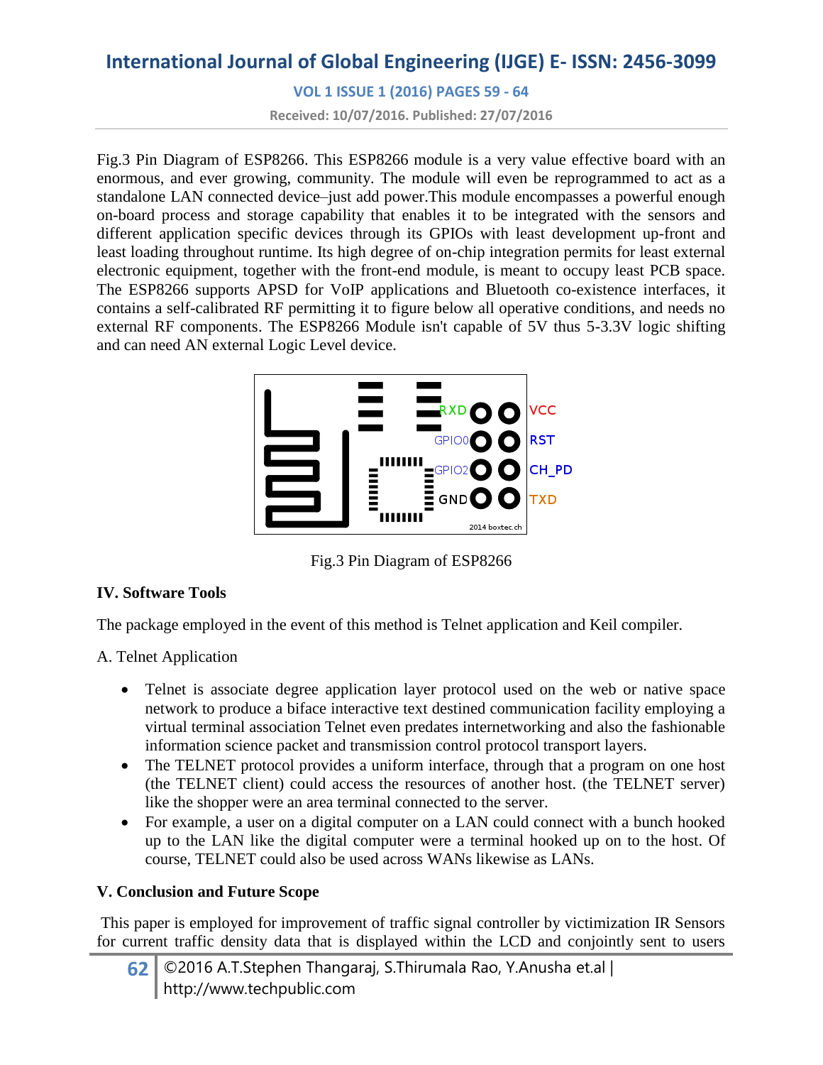Fig.3 Pin Diagram of ESP8266. This ESP8266 module is a very value effective board with an enormous, and ever growing, community. The module will even be reprogrammed to act as a standalone LAN connected device–just add power.This module encompasses a powerful enough on-board process and storage capability that enables it to be integrated with the sensors and different application specific devices through its GPIOs with least development up-front and least loading throughout runtime. Its high degree of on-chip integration permits for least external electronic equipment, together with the front-end module, is meant to occupy least PCB space. The ESP8266 supports APSD for VoIP applications and Bluetooth co-existence interfaces, it contains a self-calibrated RF permitting it to figure below all operative conditions, and needs no external RF components. The ESP8266 Module isn't capable of 5V thus 5-3.3V logic shifting and can need AN external Logic Level device.

Fig.3 Pin Diagram of ESP8266

### IV. Software Tools

The package employed in the event of this method is Telnet application and Keil compiler.

A. Telnet Application

- Telnet is associate degree application layer protocol used on the web or native space network to produce a biface interactive text destined communication facility employing a virtual terminal association Telnet even predates internetworking and also the fashionable information science packet and transmission control protocol transport layers.
- The TELNET protocol provides a uniform interface, through that a program on one host (the TELNET client) could access the resources of another host. (the TELNET server) like the shopper were an area terminal connected to the server.
- For example, a user on a digital computer on a LAN could connect with a bunch hooked up to the LAN like the digital computer were a terminal hooked up on to the host. Of course, TELNET could also be used across WANs likewise as LANs.

### V. Conclusion and Future Scope

This paper is employed for improvement of traffic signal controller by victimization IR Sensors for current traffic density data that is displayed within the LCD and conjointly sent to users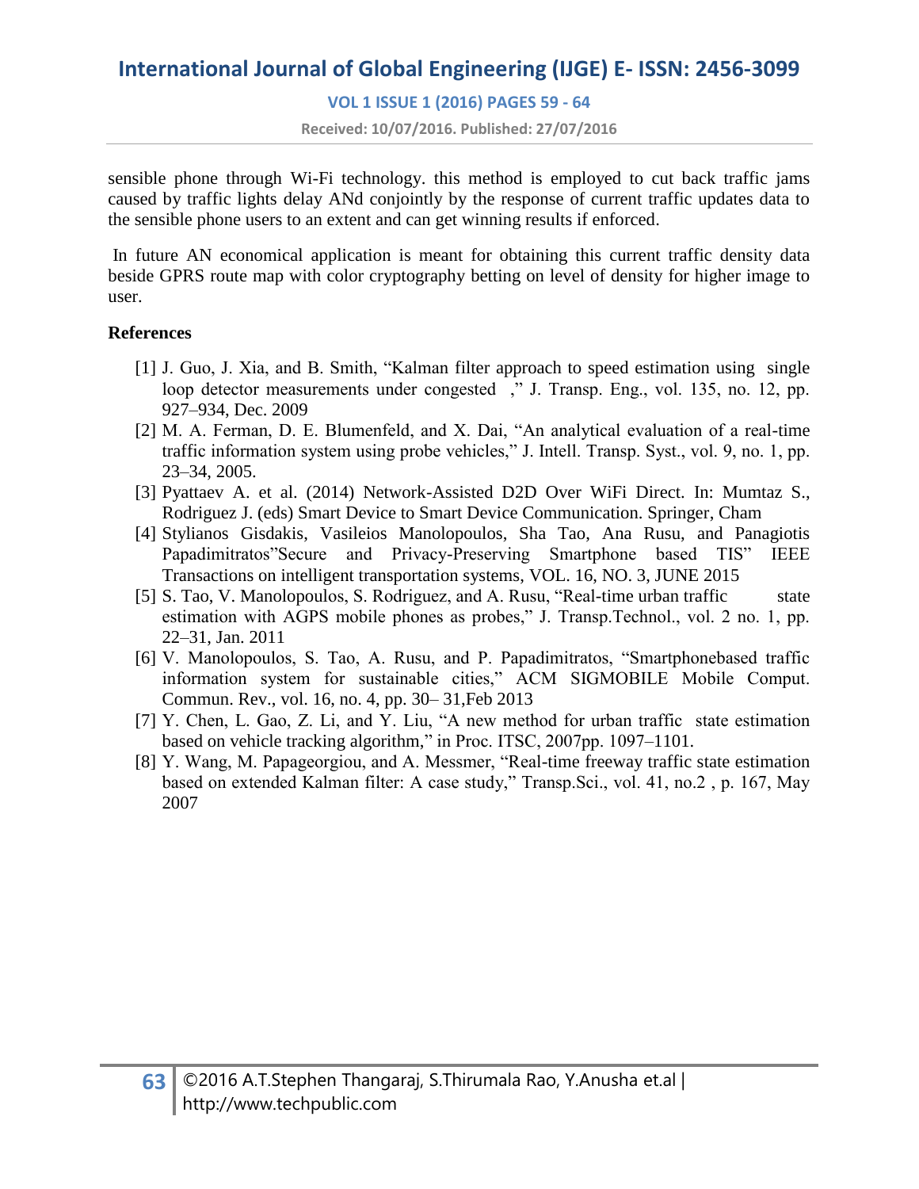sensible phone through Wi-Fi technology. this method is employed to cut back traffic jams caused by traffic lights delay ANd conjointly by the response of current traffic updates data to the sensible phone users to an extent and can get winning results if enforced.

In future AN economical application is meant for obtaining this current traffic density data beside GPRS route map with color cryptography betting on level of density for higher image to user.

**References**

[1] J. Guo, J. Xia, and B. Smith, "Kalman filter approach to speed estimation using single loop detector measurements under congested ," J. Transp. Eng., vol. 135, no. 12, pp. 927–934, Dec. 2009

[2] M. A. Ferman, D. E. Blumenfeld, and X. Dai, "An analytical evaluation of a real-time traffic information system using probe vehicles," J. Intell. Transp. Syst., vol. 9, no. 1, pp. 23–34, 2005.

[3] Pyattaev A. et al. (2014) Network-Assisted D2D Over WiFi Direct. In: Mumtaz S., Rodriguez J. (eds) Smart Device to Smart Device Communication. Springer, Cham

[4] Stylianos Gisdakis, Vasileios Manolopoulos, Sha Tao, Ana Rusu, and Panagiotis Papadimitratos"Secure and Privacy-Preserving Smartphone based TIS" IEEE Transactions on intelligent transportation systems, VOL. 16, NO. 3, JUNE 2015

[5] S. Tao, V. Manolopoulos, S. Rodriguez, and A. Rusu, "Real-time urban traffic state estimation with AGPS mobile phones as probes," J. Transp.Technol., vol. 2 no. 1, pp. 22–31, Jan. 2011

[6] V. Manolopoulos, S. Tao, A. Rusu, and P. Papadimitratos, "Smartphonebased traffic information system for sustainable cities," ACM SIGMOBILE Mobile Comput. Commun. Rev., vol. 16, no. 4, pp. 30– 31,Feb 2013

[7] Y. Chen, L. Gao, Z. Li, and Y. Liu, "A new method for urban traffic state estimation based on vehicle tracking algorithm," in Proc. ITSC, 2007pp. 1097–1101.

[8] Y. Wang, M. Papageorgiou, and A. Messmer, "Real-time freeway traffic state estimation based on extended Kalman filter: A case study," Transp.Sci., vol. 41, no.2 , p. 167, May 2007